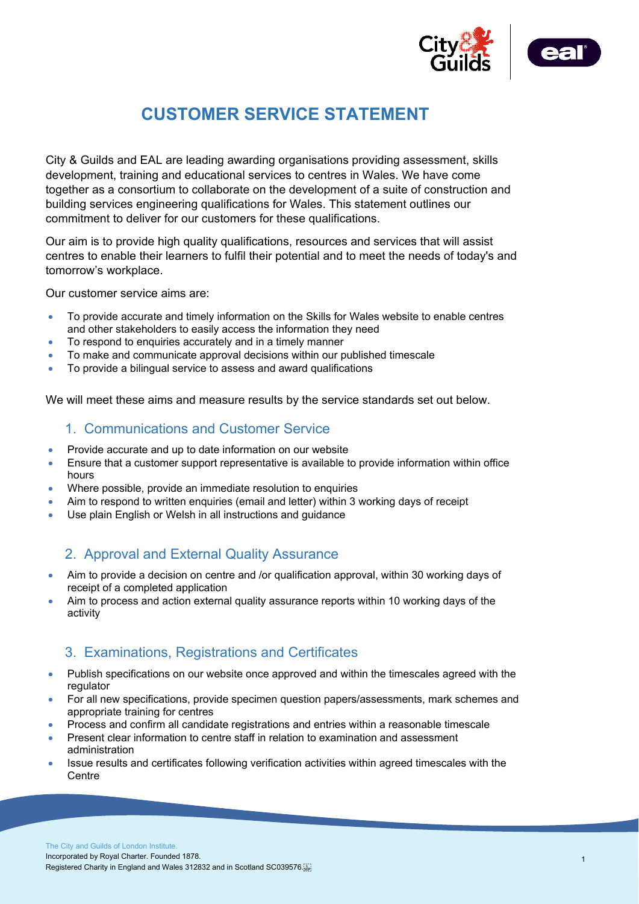# CUSTOMER SERVICE STATEMENT

City & Guilds and EAL are leading awarding organisations providing assessment, skills development, training and educational services to centres in Wales. We have come together as a consortium to collaborate on the development of a suite of construction and building services engineering qualifications for Wales. This statement outlines our commitment to deliver for our customers for these qualifications.

Our aim is to provide high quality qualifications, resources and services that will assist centres to enable their learners to fulfil their potential and to meet the needs of today's and tomorrow's workplace.

Our customer service aims are:

- To provide accurate and timely information on the Skills for Wales website to enable centres and other stakeholders to easily access the information they need
- To respond to enquiries accurately and in a timely manner
- To make and communicate approval decisions within our published timescale
- To provide a bilingual service to assess and award qualifications

We will meet these aims and measure results by the service standards set out below.

## 1. Communications and Customer Service

- Provide accurate and up to date information on our website
- Ensure that a customer support representative is available to provide information within office hours
- Where possible, provide an immediate resolution to enquiries
- Aim to respond to written enquiries (email and letter) within 3 working days of receipt
- Use plain English or Welsh in all instructions and guidance

## 2. Approval and External Quality Assurance

- Aim to provide a decision on centre and /or qualification approval, within 30 working days of receipt of a completed application
- Aim to process and action external quality assurance reports within 10 working days of the activity

## 3. Examinations, Registrations and Certificates

- Publish specifications on our website once approved and within the timescales agreed with the regulator
- For all new specifications, provide specimen question papers/assessments, mark schemes and appropriate training for centres
- Process and confirm all candidate registrations and entries within a reasonable timescale
- Present clear information to centre staff in relation to examination and assessment administration
- Issue results and certificates following verification activities within agreed timescales with the Centre

The City and Guilds of London Institute.
Incorporated by Royal Charter. Founded 1878.
Registered Charity in England and Wales 312832 and in Scotland SC039576.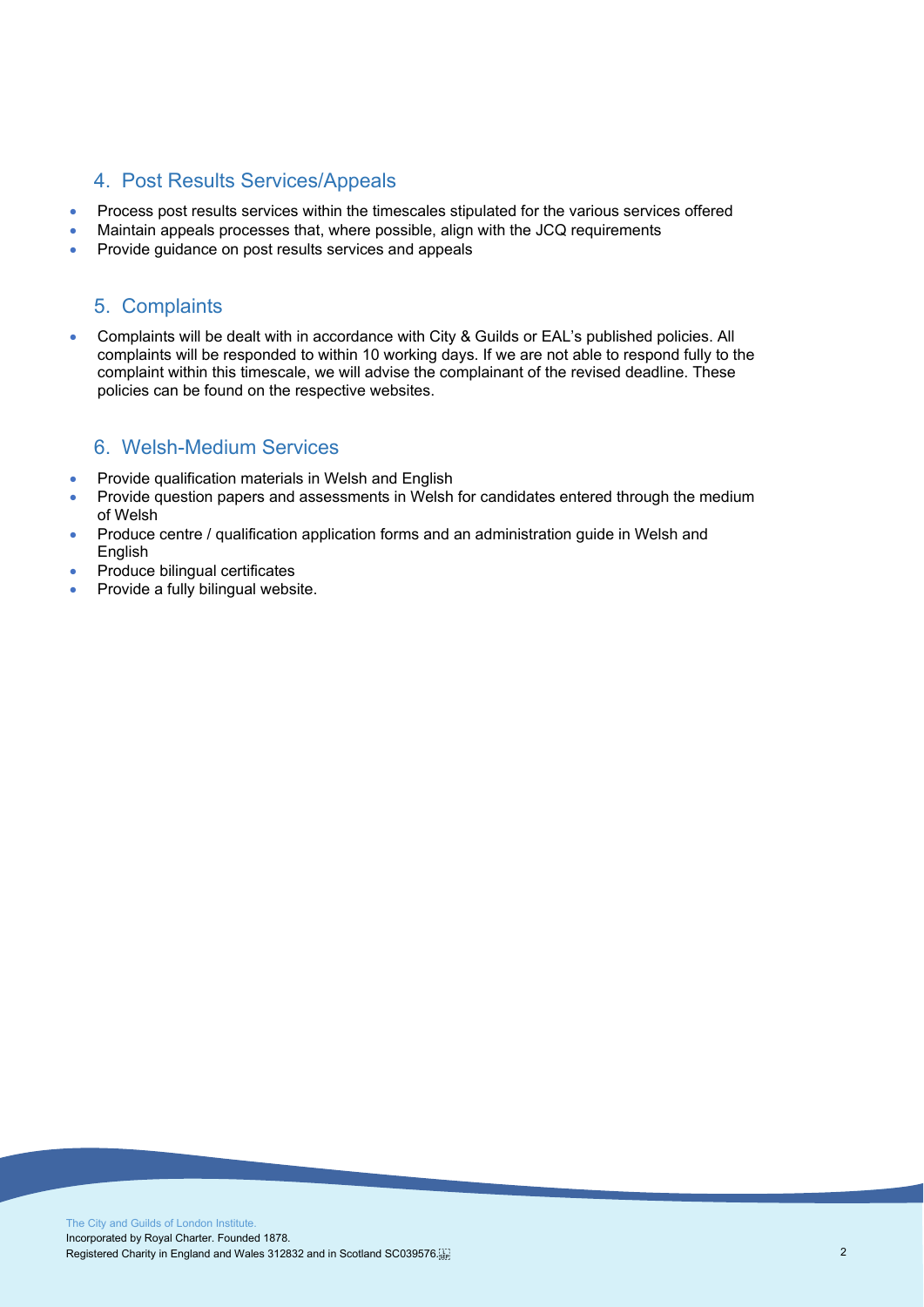## 4. Post Results Services/Appeals

- Process post results services within the timescales stipulated for the various services offered
- Maintain appeals processes that, where possible, align with the JCQ requirements
- Provide guidance on post results services and appeals

## 5. Complaints

- Complaints will be dealt with in accordance with City & Guilds or EAL's published policies. All complaints will be responded to within 10 working days. If we are not able to respond fully to the complaint within this timescale, we will advise the complainant of the revised deadline. These policies can be found on the respective websites.

## 6. Welsh-Medium Services

- Provide qualification materials in Welsh and English
- Provide question papers and assessments in Welsh for candidates entered through the medium of Welsh
- Produce centre / qualification application forms and an administration guide in Welsh and English
- Produce bilingual certificates
- Provide a fully bilingual website.